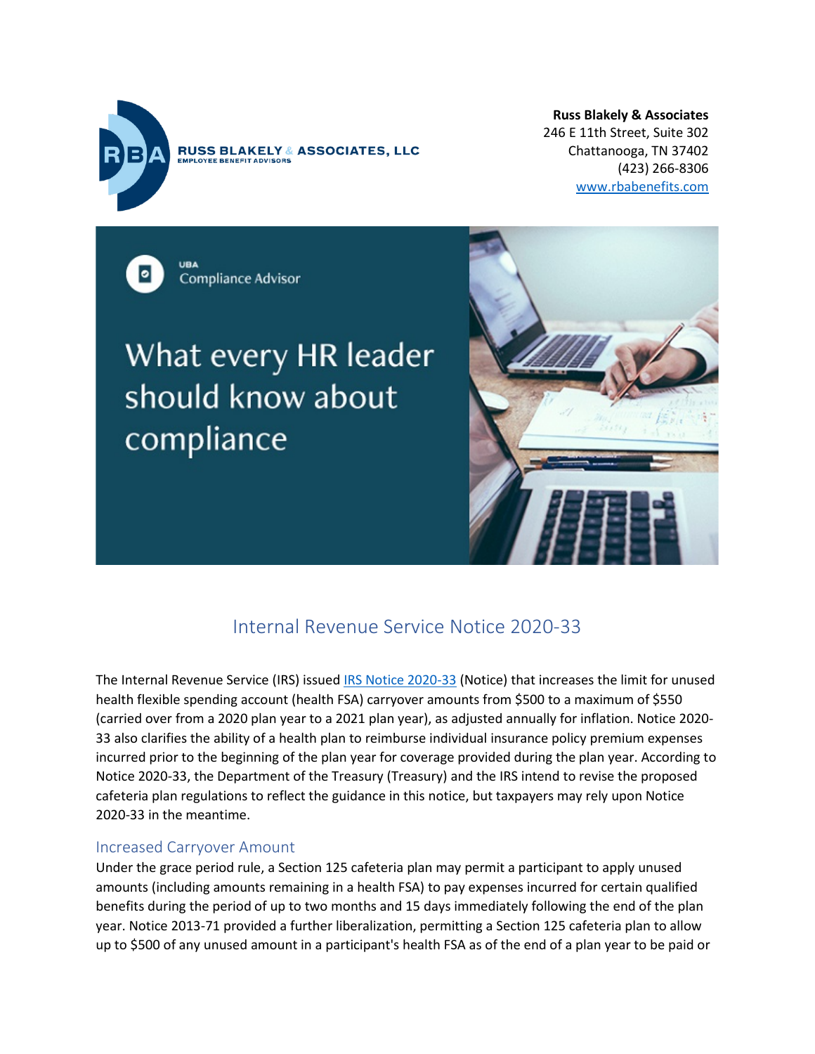**Russ Blakely & Associates**
246 E 11th Street, Suite 302
Chattanooga, TN 37402
(423) 266-8306
[www.rbabenefits.com](www.rbabenefits.com)

RUSS BLAKELY & ASSOCIATES, LLC
EMPLOYEE BENEFIT ADVISORS

UBA Compliance Advisor

# What every HR leader should know about compliance

## Internal Revenue Service Notice 2020-33

The Internal Revenue Service (IRS) issued IRS Notice 2020-33 (Notice) that increases the limit for unused health flexible spending account (health FSA) carryover amounts from $500 to a maximum of $550 (carried over from a 2020 plan year to a 2021 plan year), as adjusted annually for inflation. Notice 2020-33 also clarifies the ability of a health plan to reimburse individual insurance policy premium expenses incurred prior to the beginning of the plan year for coverage provided during the plan year. According to Notice 2020-33, the Department of the Treasury (Treasury) and the IRS intend to revise the proposed cafeteria plan regulations to reflect the guidance in this notice, but taxpayers may rely upon Notice 2020-33 in the meantime.

### Increased Carryover Amount

Under the grace period rule, a Section 125 cafeteria plan may permit a participant to apply unused amounts (including amounts remaining in a health FSA) to pay expenses incurred for certain qualified benefits during the period of up to two months and 15 days immediately following the end of the plan year. Notice 2013-71 provided a further liberalization, permitting a Section 125 cafeteria plan to allow up to $500 of any unused amount in a participant's health FSA as of the end of a plan year to be paid or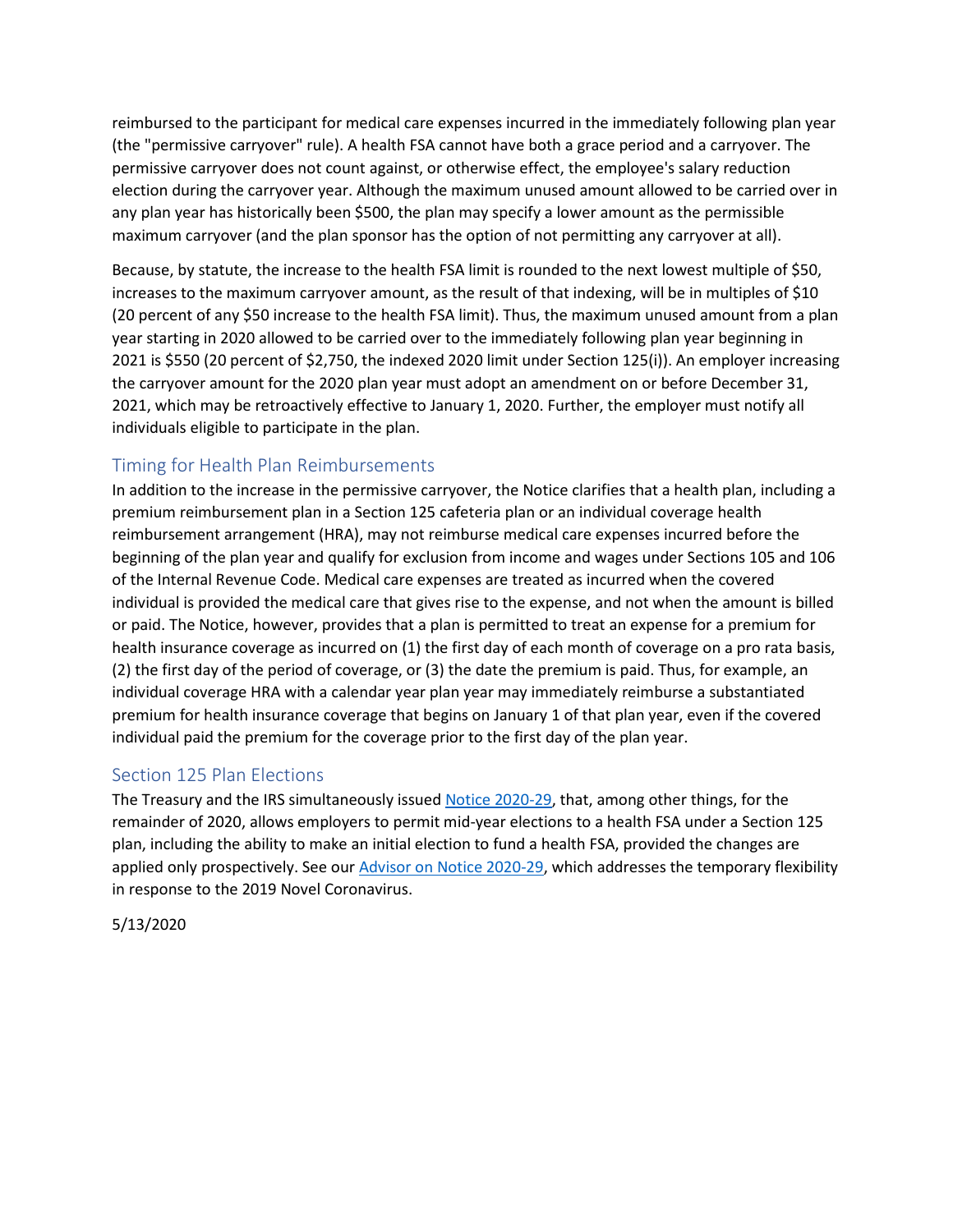reimbursed to the participant for medical care expenses incurred in the immediately following plan year (the "permissive carryover" rule). A health FSA cannot have both a grace period and a carryover. The permissive carryover does not count against, or otherwise effect, the employee's salary reduction election during the carryover year. Although the maximum unused amount allowed to be carried over in any plan year has historically been $500, the plan may specify a lower amount as the permissible maximum carryover (and the plan sponsor has the option of not permitting any carryover at all).

Because, by statute, the increase to the health FSA limit is rounded to the next lowest multiple of $50, increases to the maximum carryover amount, as the result of that indexing, will be in multiples of $10 (20 percent of any $50 increase to the health FSA limit). Thus, the maximum unused amount from a plan year starting in 2020 allowed to be carried over to the immediately following plan year beginning in 2021 is $550 (20 percent of $2,750, the indexed 2020 limit under Section 125(i)). An employer increasing the carryover amount for the 2020 plan year must adopt an amendment on or before December 31, 2021, which may be retroactively effective to January 1, 2020. Further, the employer must notify all individuals eligible to participate in the plan.

## Timing for Health Plan Reimbursements

In addition to the increase in the permissive carryover, the Notice clarifies that a health plan, including a premium reimbursement plan in a Section 125 cafeteria plan or an individual coverage health reimbursement arrangement (HRA), may not reimburse medical care expenses incurred before the beginning of the plan year and qualify for exclusion from income and wages under Sections 105 and 106 of the Internal Revenue Code. Medical care expenses are treated as incurred when the covered individual is provided the medical care that gives rise to the expense, and not when the amount is billed or paid. The Notice, however, provides that a plan is permitted to treat an expense for a premium for health insurance coverage as incurred on (1) the first day of each month of coverage on a pro rata basis, (2) the first day of the period of coverage, or (3) the date the premium is paid. Thus, for example, an individual coverage HRA with a calendar year plan year may immediately reimburse a substantiated premium for health insurance coverage that begins on January 1 of that plan year, even if the covered individual paid the premium for the coverage prior to the first day of the plan year.

## Section 125 Plan Elections

The Treasury and the IRS simultaneously issued Notice 2020-29, that, among other things, for the remainder of 2020, allows employers to permit mid-year elections to a health FSA under a Section 125 plan, including the ability to make an initial election to fund a health FSA, provided the changes are applied only prospectively. See our Advisor on Notice 2020-29, which addresses the temporary flexibility in response to the 2019 Novel Coronavirus.

5/13/2020